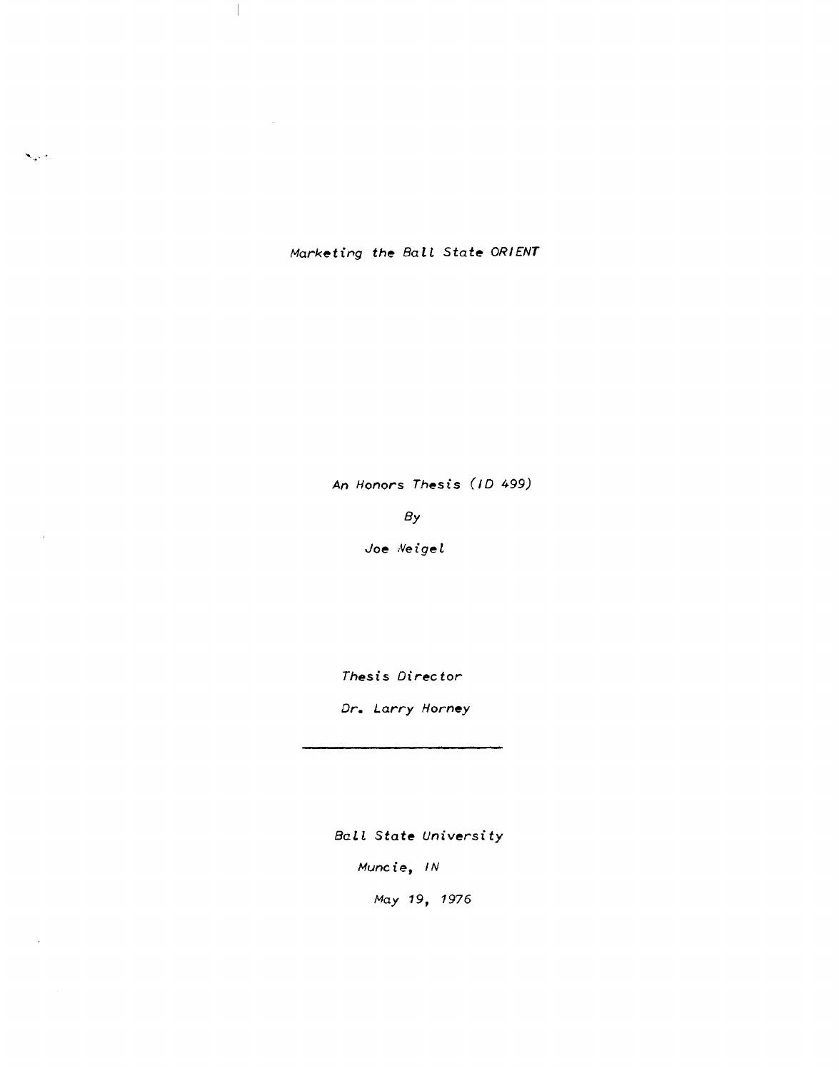# *Marketing the Ball State ORIENT*

*An Honors Thesis (ID 499)*

*By*

*Joe Weigel*

*Thesis Director*

*Dr. Larry Horney*

---

*Ball State University*

*Muncie, IN*

*May 19, 1976*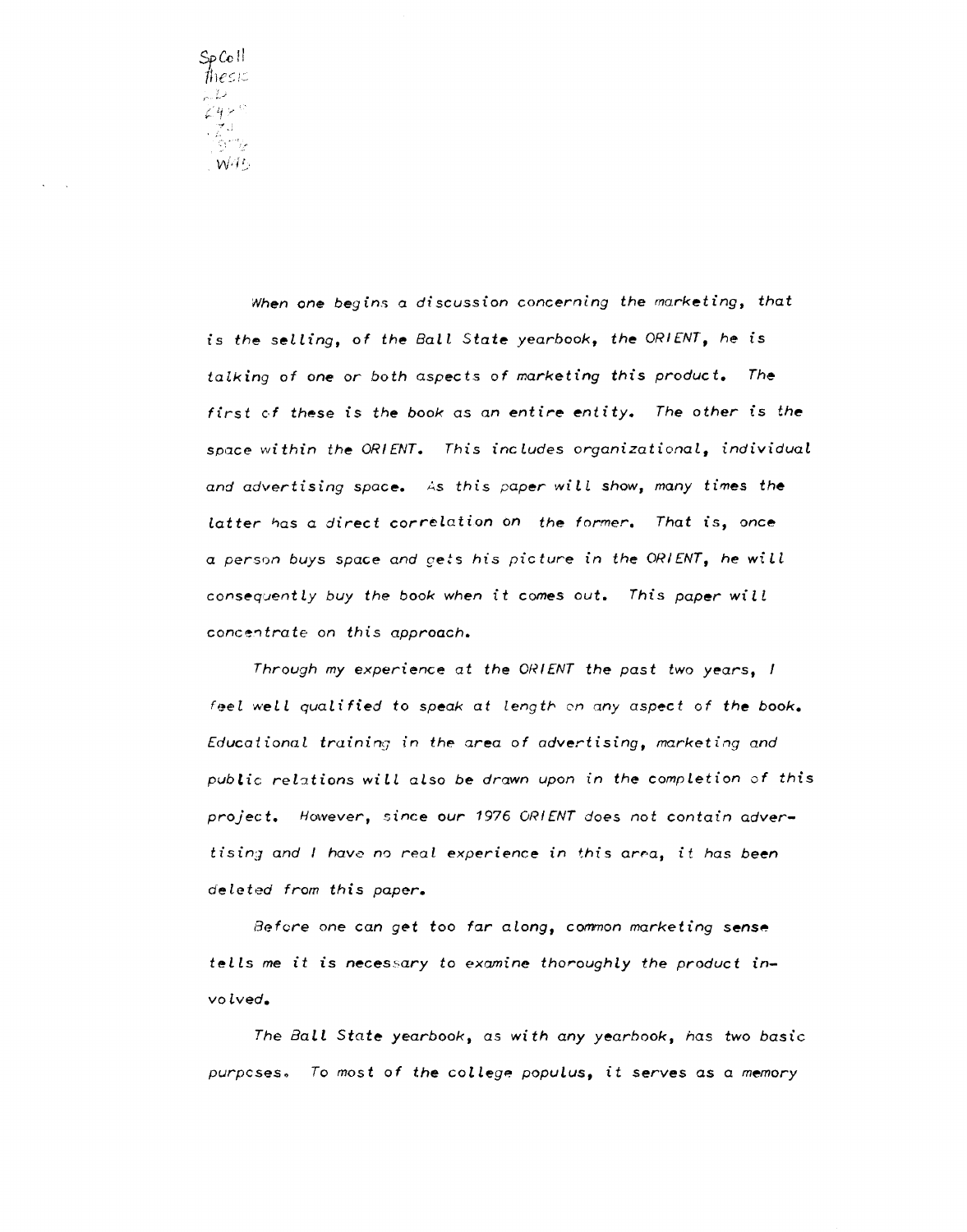When one begins a discussion concerning the marketing, that is the selling, of the Ball State yearbook, the ORIENT, he is talking of one or both aspects of marketing this product. The first of these is the book as an entire entity. The other is the space within the ORIENT. This includes organizational, individual and advertising space. As this paper will show, many times the latter has a direct correlation on the former. That is, once a person buys space and gets his picture in the ORIENT, he will consequently buy the book when it comes out. This paper will concentrate on this approach.

Through my experience at the ORIENT the past two years, I feel well qualified to speak at length on any aspect of the book. Educational training in the area of advertising, marketing and public relations will also be drawn upon in the completion of this project. However, since our 1976 ORIENT does not contain advertising and I have no real experience in this area, it has been deleted from this paper.

Before one can get too far along, common marketing sense tells me it is necessary to examine thoroughly the product involved.

The Ball State yearbook, as with any yearbook, has two basic purposes. To most of the college populus, it serves as a memory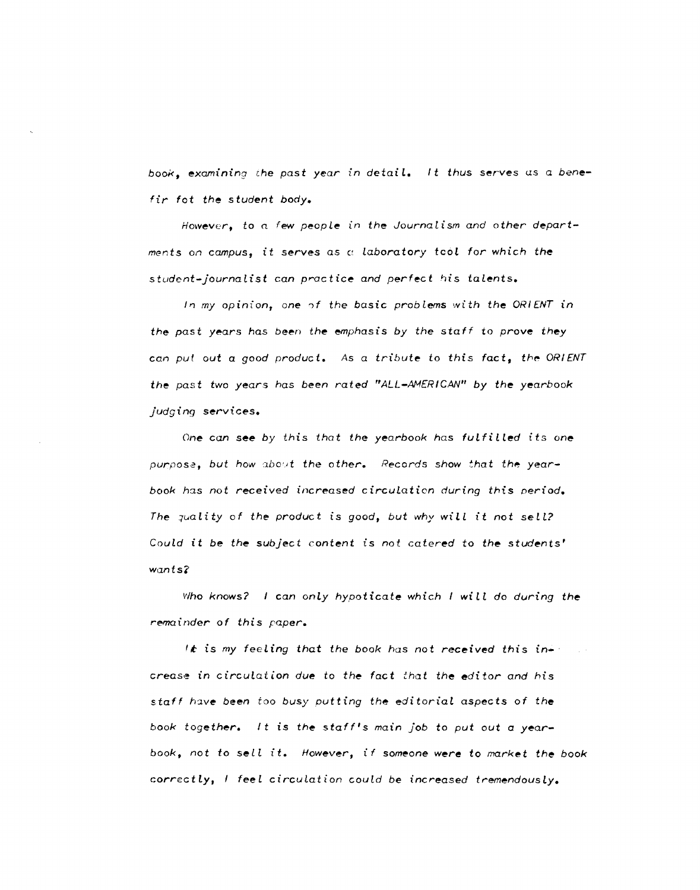book, examining the past year in detail. It thus serves as a benefir fot the student body.

However, to a few people in the Journalism and other departments on campus, it serves as a laboratory tool for which the student-journalist can practice and perfect his talents.

In my opinion, one of the basic problems with the ORIENT in the past years has been the emphasis by the staff to prove they can put out a good product. As a tribute to this fact, the ORIENT the past two years has been rated "ALL-AMERICAN" by the yearbook judging services.

One can see by this that the yearbook has fulfilled its one purpose, but how about the other. Records show that the yearbook has not received increased circulation during this period. The quality of the product is good, but why will it not sell? Could it be the subject content is not catered to the students' wants?

Who knows? I can only hypoticate which I will do during the remainder of this paper.

It is my feeling that the book has not received this increase in circulation due to the fact that the editor and his staff have been too busy putting the editorial aspects of the book together. It is the staff's main job to put out a yearbook, not to sell it. However, if someone were to market the book correctly, I feel circulation could be increased tremendously.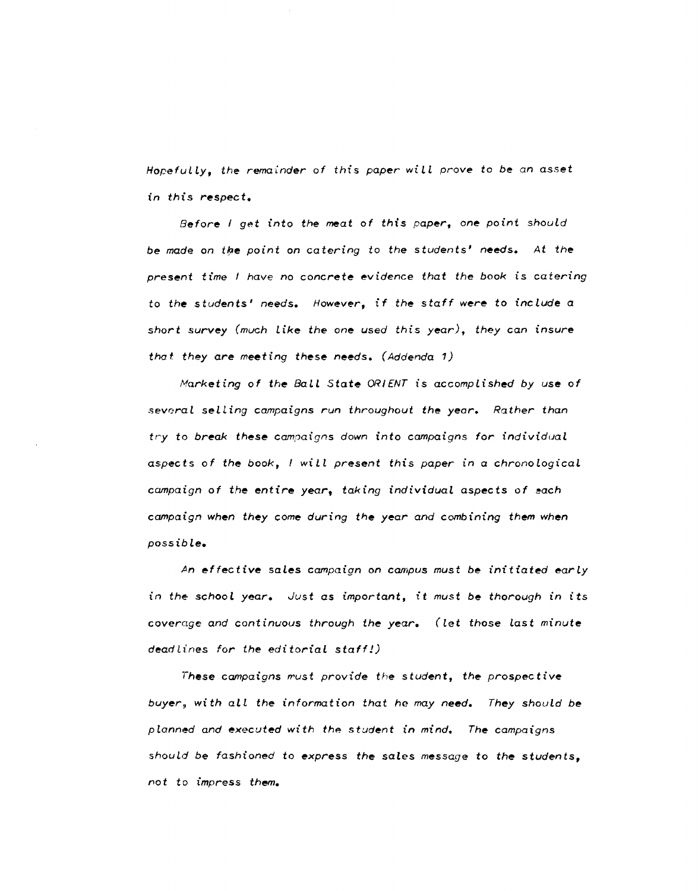Hopefully, the remainder of this paper will prove to be an asset in this respect.

Before I get into the meat of this paper, one point should be made on the point on catering to the students' needs. At the present time I have no concrete evidence that the book is catering to the students' needs. However, if the staff were to include a short survey (much like the one used this year), they can insure that they are meeting these needs. (Addenda 1)

Marketing of the Ball State ORIENT is accomplished by use of several selling campaigns run throughout the year. Rather than try to break these campaigns down into campaigns for individual aspects of the book, I will present this paper in a chronological campaign of the entire year, taking individual aspects of each campaign when they come during the year and combining them when possible.

An effective sales campaign on campus must be initiated early in the school year. Just as important, it must be thorough in its coverage and continuous through the year. (let those last minute deadlines for the editorial staff!)

These campaigns must provide the student, the prospective buyer, with all the information that he may need. They should be planned and executed with the student in mind. The campaigns should be fashioned to express the sales message to the students, not to impress them.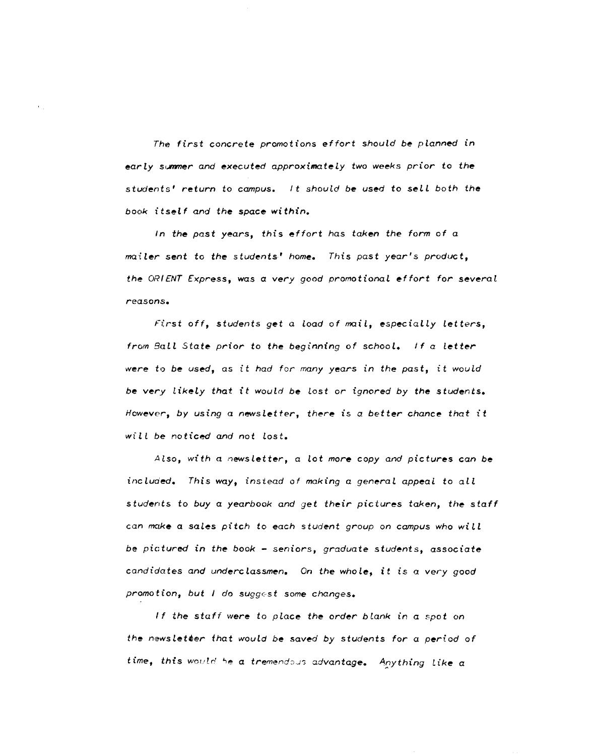The first concrete promotions effort should be planned in early summer and executed approximately two weeks prior to the students' return to campus. It should be used to sell both the book itself and the space within.

In the past years, this effort has taken the form of a mailer sent to the students' home. This past year's product, the ORIENT Express, was a very good promotional effort for several reasons.

First off, students get a load of mail, especially letters, from Ball State prior to the beginning of school. If a letter were to be used, as it had for many years in the past, it would be very likely that it would be lost or ignored by the students. However, by using a newsletter, there is a better chance that it will be noticed and not lost.

Also, with a newsletter, a lot more copy and pictures can be included. This way, instead of making a general appeal to all students to buy a yearbook and get their pictures taken, the staff can make a sales pitch to each student group on campus who will be pictured in the book - seniors, graduate students, associate candidates and underclassmen. On the whole, it is a very good promotion, but I do suggest some changes.

If the staff were to place the order blank in a spot on the newsletter that would be saved by students for a period of time, this would be a tremendous advantage. Anything like a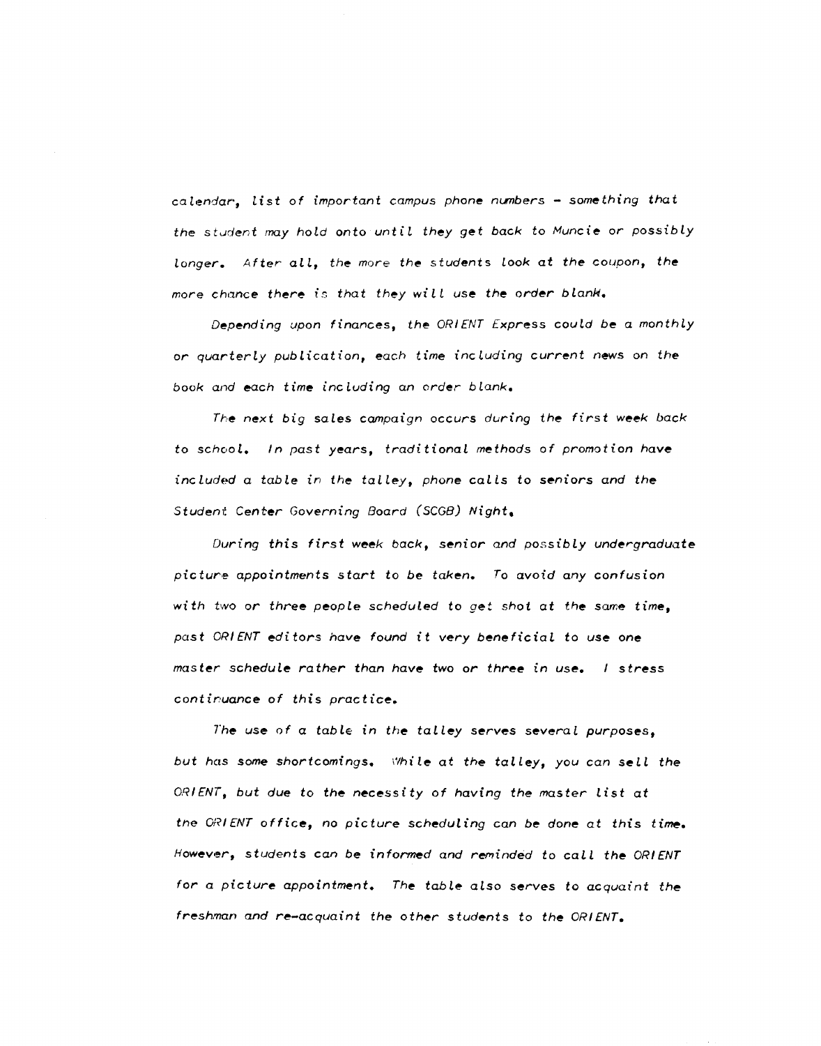calendar, list of important campus phone numbers - something that the student may hold onto until they get back to Muncie or possibly longer. After all, the more the students look at the coupon, the more chance there is that they will use the order blank.

Depending upon finances, the ORIENT Express could be a monthly or quarterly publication, each time including current news on the book and each time including an order blank.

The next big sales campaign occurs during the first week back to school. In past years, traditional methods of promotion have included a table in the talley, phone calls to seniors and the Student Center Governing Board (SCGB) Night.

During this first week back, senior and possibly undergraduate picture appointments start to be taken. To avoid any confusion with two or three people scheduled to get shot at the same time, past ORIENT editors have found it very beneficial to use one master schedule rather than have two or three in use. I stress continuance of this practice.

The use of a table in the talley serves several purposes, but has some shortcomings. While at the talley, you can sell the ORIENT, but due to the necessity of having the master list at the ORIENT office, no picture scheduling can be done at this time. However, students can be informed and reminded to call the ORIENT for a picture appointment. The table also serves to acquaint the freshman and re-acquaint the other students to the ORIENT.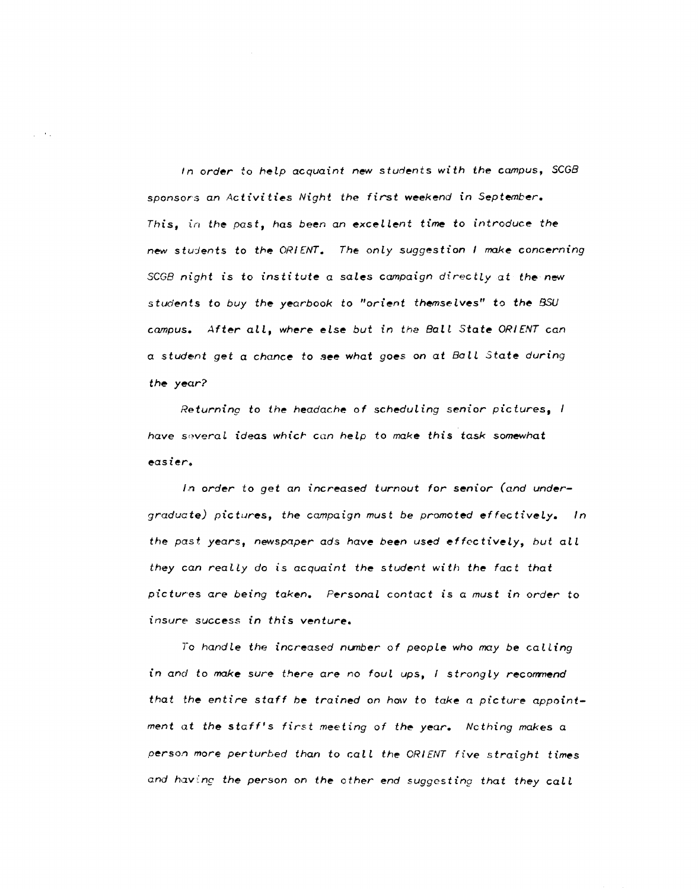In order to help acquaint new students with the campus, SCGB sponsors an Activities Night the first weekend in September. This, in the past, has been an excellent time to introduce the new students to the ORIENT. The only suggestion I make concerning SCGB night is to institute a sales campaign directly at the new students to buy the yearbook to "orient themselves" to the BSU campus. After all, where else but in the Ball State ORIENT can a student get a chance to see what goes on at Ball State during the year?

Returning to the headache of scheduling senior pictures, I have several ideas which can help to make this task somewhat easier.

In order to get an increased turnout for senior (and undergraduate) pictures, the campaign must be promoted effectively. In the past years, newspaper ads have been used effectively, but all they can really do is acquaint the student with the fact that pictures are being taken. Personal contact is a must in order to insure success in this venture.

To handle the increased number of people who may be calling in and to make sure there are no foul ups, I strongly recommend that the entire staff be trained on how to take a picture appointment at the staff's first meeting of the year. Nothing makes a person more perturbed than to call the ORIENT five straight times and having the person on the other end suggesting that they call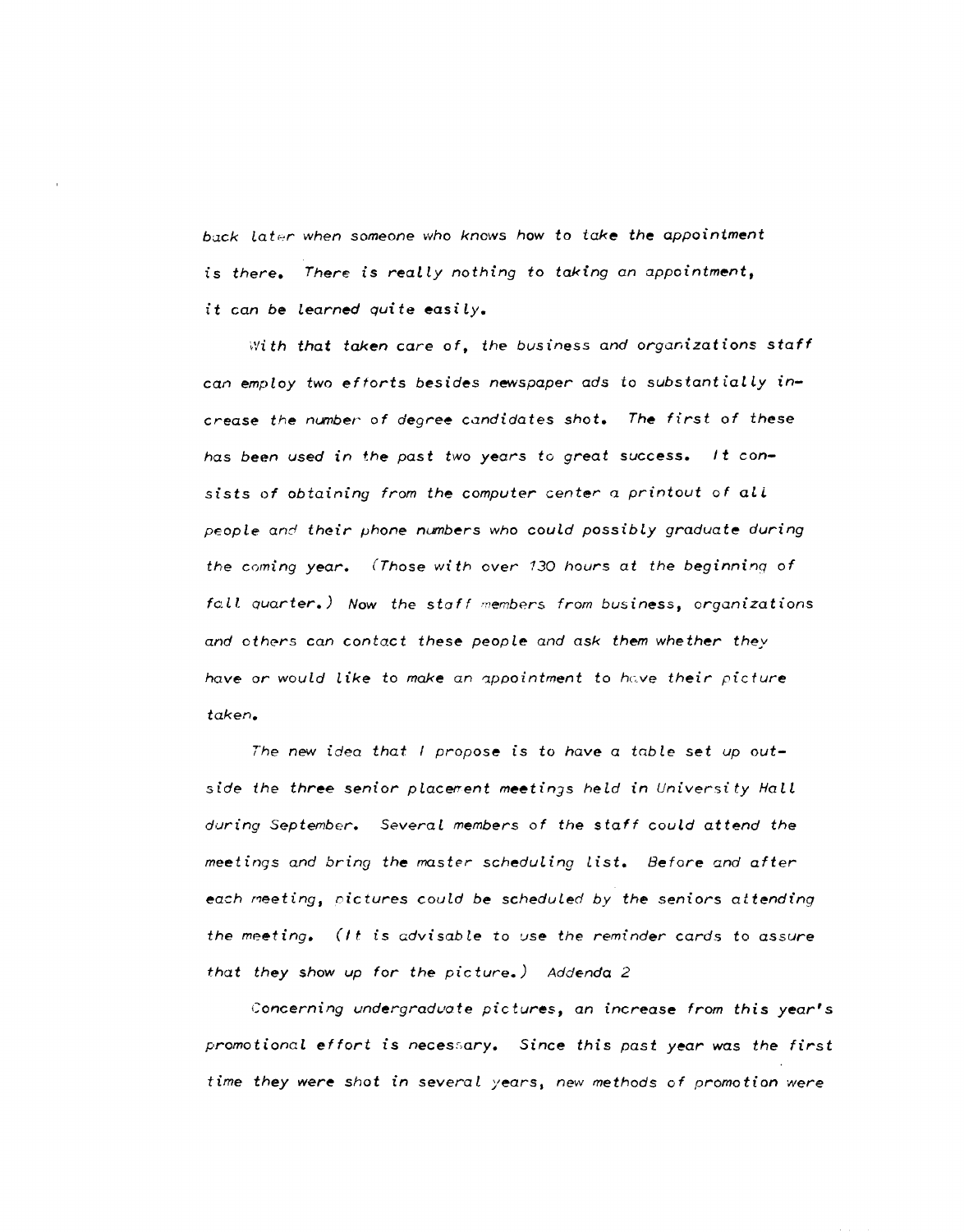back later when someone who knows how to take the appointment is there. There is really nothing to taking an appointment, it can be learned quite easily.

With that taken care of, the business and organizations staff can employ two efforts besides newspaper ads to substantially increase the number of degree candidates shot. The first of these has been used in the past two years to great success. It consists of obtaining from the computer center a printout of all people and their phone numbers who could possibly graduate during the coming year. (Those with over 130 hours at the beginning of fall quarter.) Now the staff members from business, organizations and others can contact these people and ask them whether they have or would like to make an appointment to have their picture taken.

The new idea that I propose is to have a table set up outside the three senior placement meetings held in University Hall during September. Several members of the staff could attend the meetings and bring the master scheduling list. Before and after each meeting, pictures could be scheduled by the seniors attending the meeting. (It is advisable to use the reminder cards to assure that they show up for the picture.) Addenda 2

Concerning undergraduate pictures, an increase from this year's promotional effort is necessary. Since this past year was the first time they were shot in several years, new methods of promotion were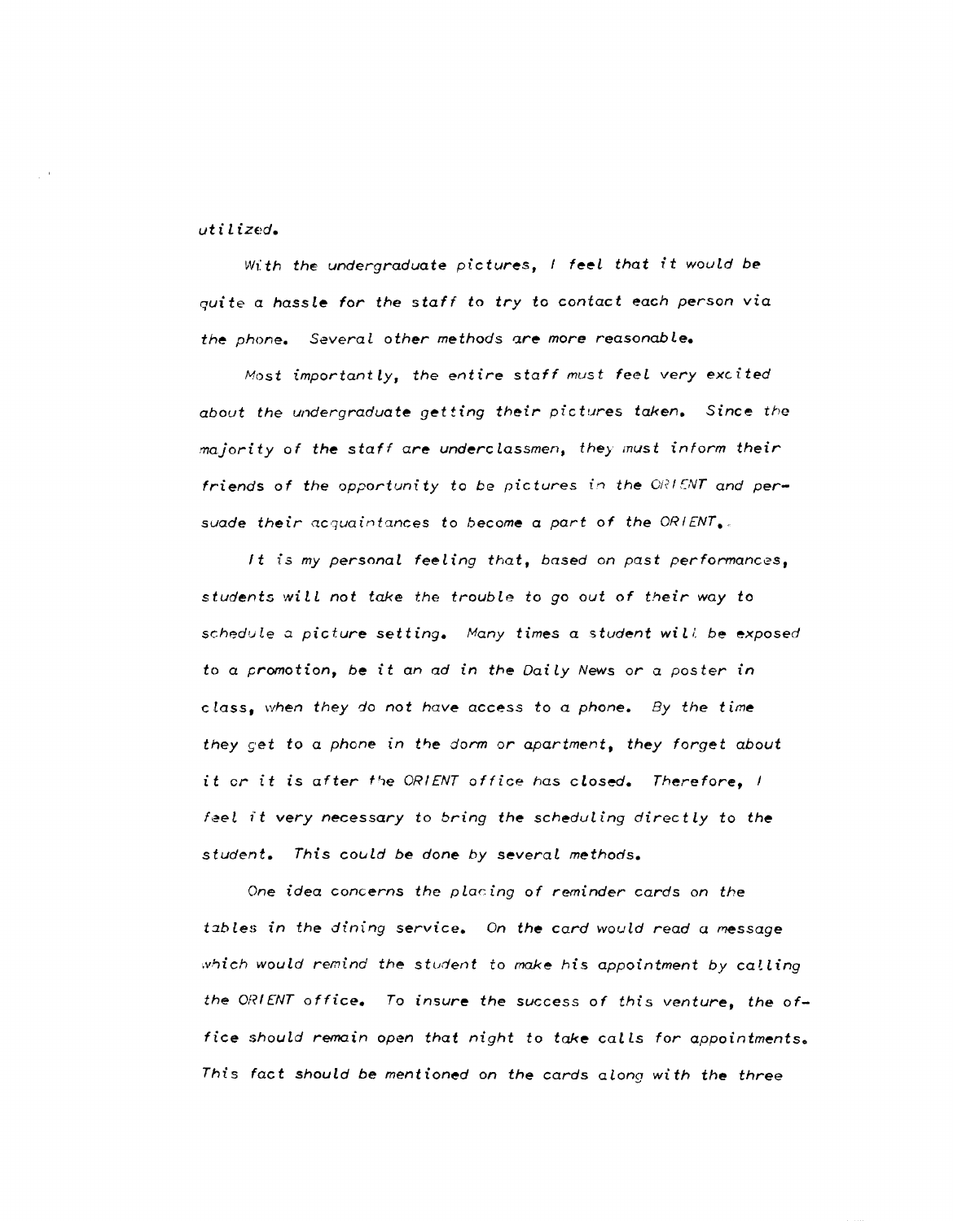*utilized.*

*With the undergraduate pictures, I feel that it would be quite a hassle for the staff to try to contact each person via the phone. Several other methods are more reasonable.*

*Most importantly, the entire staff must feel very excited about the undergraduate getting their pictures taken. Since the majority of the staff are underclassmen, they must inform their friends of the opportunity to be pictures in the ORIENT and persuade their acquaintances to become a part of the ORIENT.*

*It is my personal feeling that, based on past performances, students will not take the trouble to go out of their way to schedule a picture setting. Many times a student will be exposed to a promotion, be it an ad in the Daily News or a poster in class, when they do not have access to a phone. By the time they get to a phone in the dorm or apartment, they forget about it or it is after the ORIENT office has closed. Therefore, I feel it very necessary to bring the scheduling directly to the student. This could be done by several methods.*

*One idea concerns the placing of reminder cards on the tables in the dining service. On the card would read a message which would remind the student to make his appointment by calling the ORIENT office. To insure the success of this venture, the office should remain open that night to take calls for appointments. This fact should be mentioned on the cards along with the three*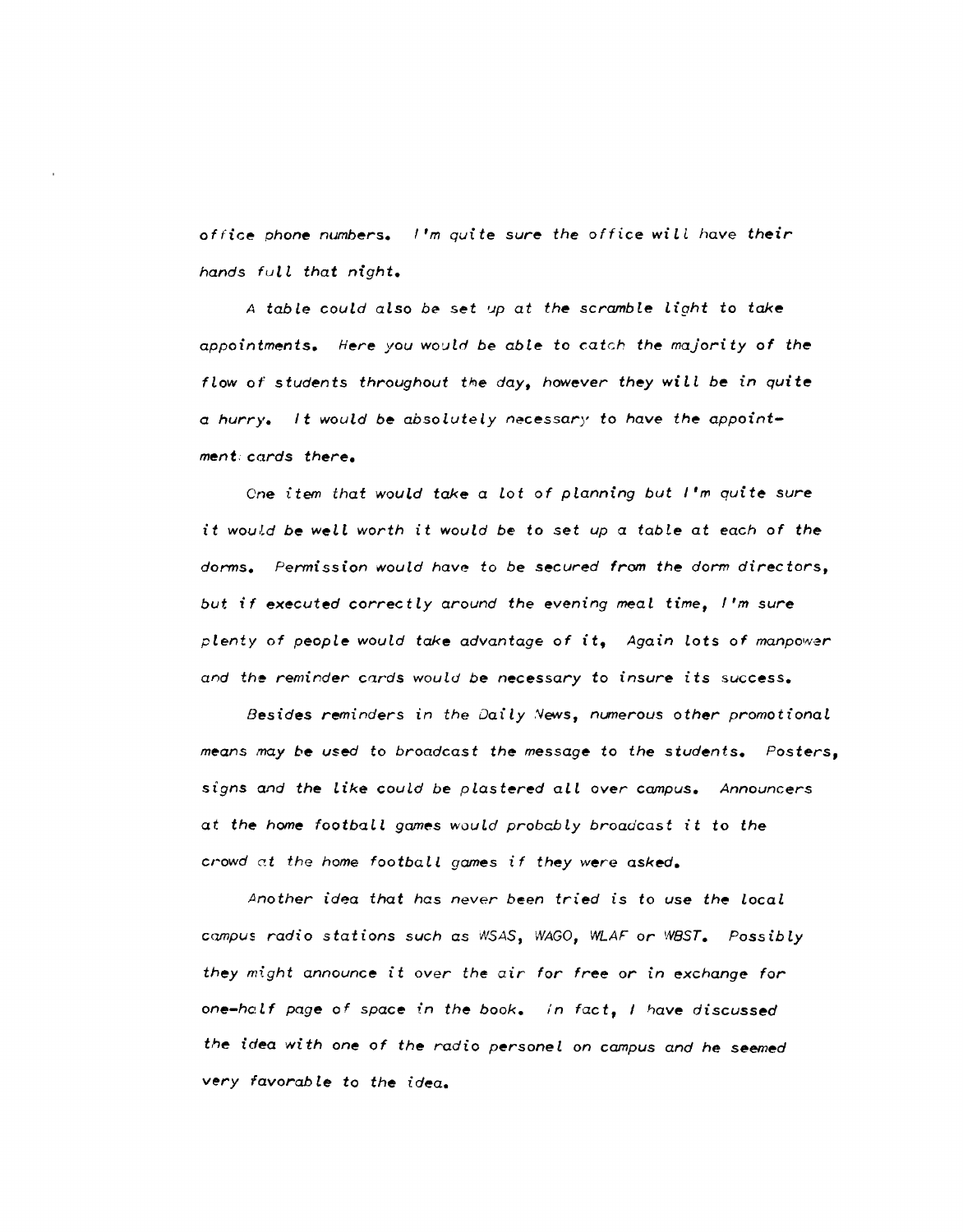office phone numbers. I'm quite sure the office will have their hands full that night.

A table could also be set up at the scramble light to take appointments. Here you would be able to catch the majority of the flow of students throughout the day, however they will be in quite a hurry. It would be absolutely necessary to have the appointment cards there.

One item that would take a lot of planning but I'm quite sure it would be well worth it would be to set up a table at each of the dorms. Permission would have to be secured from the dorm directors, but if executed correctly around the evening meal time, I'm sure plenty of people would take advantage of it, Again lots of manpower and the reminder cards would be necessary to insure its success.

Besides reminders in the Daily News, numerous other promotional means may be used to broadcast the message to the students. Posters, signs and the like could be plastered all over campus. Announcers at the home football games would probably broadcast it to the crowd at the home football games if they were asked.

Another idea that has never been tried is to use the local campus radio stations such as WSAS, WAGO, WLAF or WBST. Possibly they might announce it over the air for free or in exchange for one-half page of space in the book. In fact, I have discussed the idea with one of the radio personel on campus and he seemed very favorable to the idea.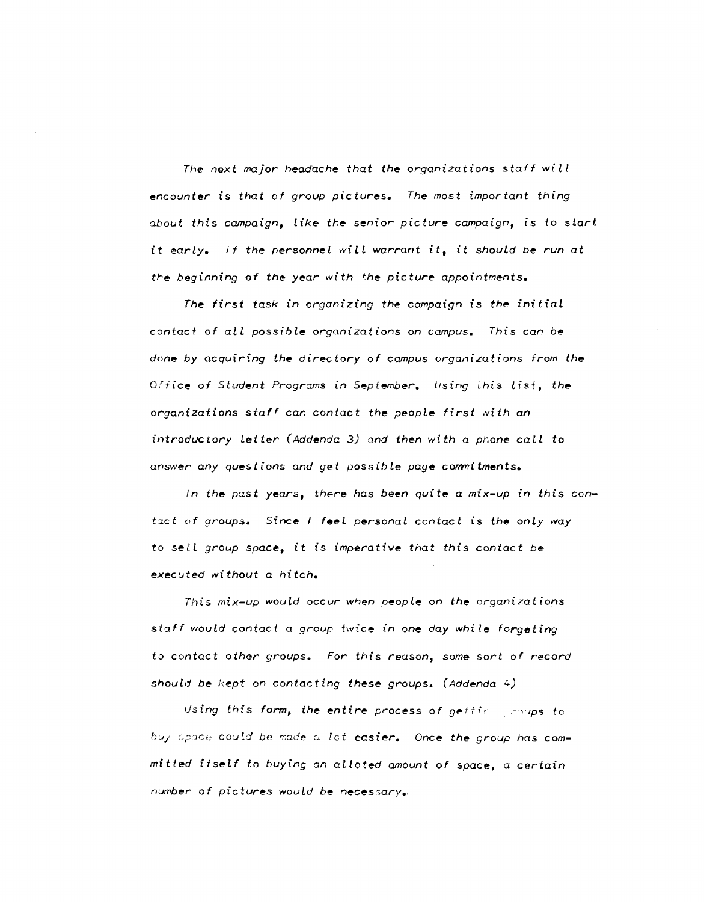The next major headache that the organizations staff will encounter is that of group pictures. The most important thing about this campaign, like the senior picture campaign, is to start it early. If the personnel will warrant it, it should be run at the beginning of the year with the picture appointments.

The first task in organizing the campaign is the initial contact of all possible organizations on campus. This can be done by acquiring the directory of campus organizations from the Office of Student Programs in September. Using this list, the organizations staff can contact the people first with an introductory letter (Addenda 3) and then with a phone call to answer any questions and get possible page commitments.

In the past years, there has been quite a mix-up in this contact of groups. Since I feel personal contact is the only way to sell group space, it is imperative that this contact be executed without a hitch.

This mix-up would occur when people on the organizations staff would contact a group twice in one day while forgeting to contact other groups. For this reason, some sort of record should be kept on contacting these groups. (Addenda 4)

Using this form, the entire process of getting groups to buy space could be made a lot easier. Once the group has committed itself to buying an alloted amount of space, a certain number of pictures would be necessary.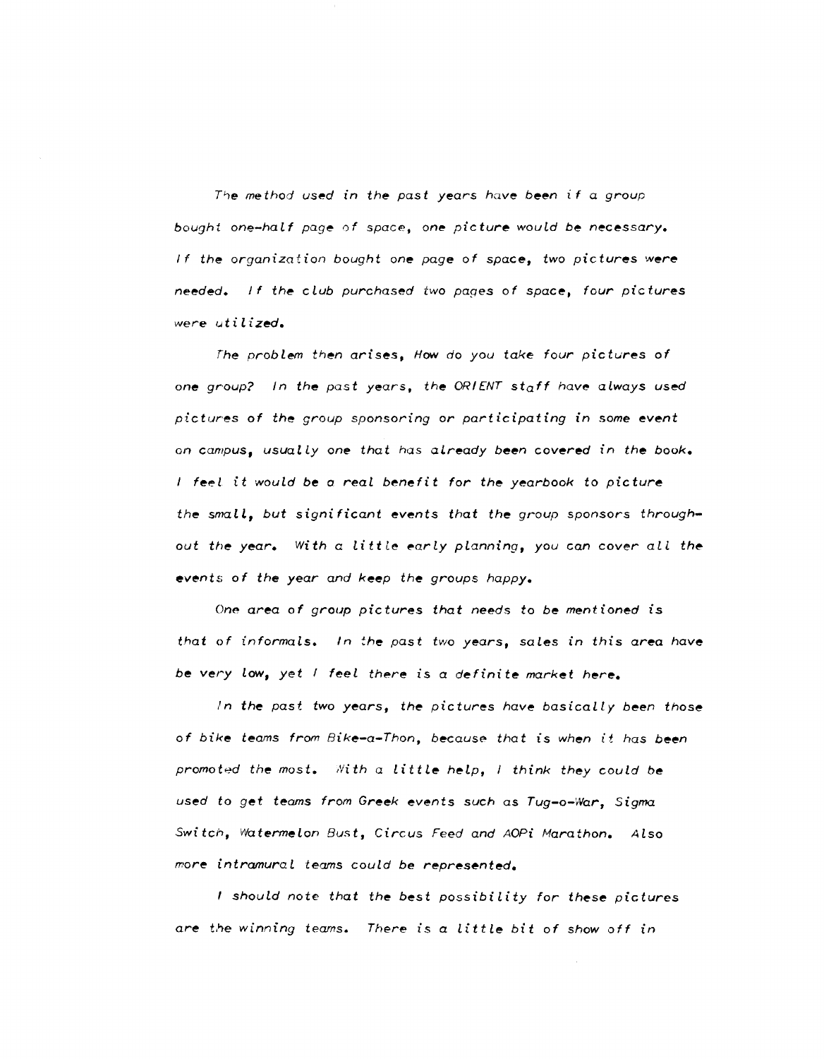The method used in the past years have been if a group bought one-half page of space, one picture would be necessary. If the organization bought one page of space, two pictures were needed. If the club purchased two pages of space, four pictures were utilized.

The problem then arises, How do you take four pictures of one group? In the past years, the ORIENT staff have always used pictures of the group sponsoring or participating in some event on campus, usually one that has already been covered in the book. I feel it would be a real benefit for the yearbook to picture the small, but significant events that the group sponsors throughout the year. With a little early planning, you can cover all the events of the year and keep the groups happy.

One area of group pictures that needs to be mentioned is that of informals. In the past two years, sales in this area have be very low, yet I feel there is a definite market here.

In the past two years, the pictures have basically been those of bike teams from Bike-a-Thon, because that is when it has been promoted the most. With a little help, I think they could be used to get teams from Greek events such as Tug-o-War, Sigma Switch, Watermelon Bust, Circus Feed and AOPi Marathon. Also more intramural teams could be represented.

I should note that the best possibility for these pictures are the winning teams. There is a little bit of show off in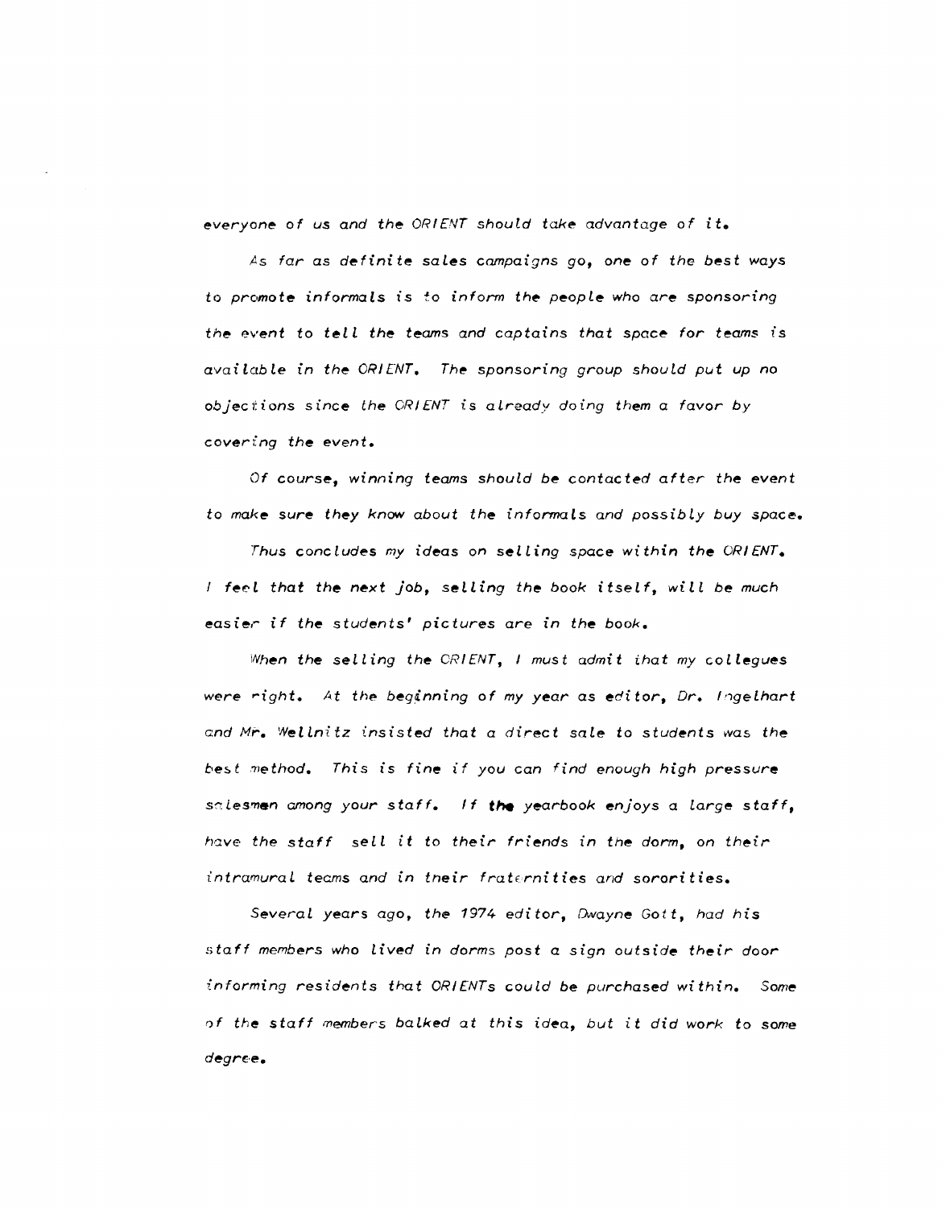everyone of us and the ORIENT should take advantage of it.

As far as definite sales campaigns go, one of the best ways to promote informals is to inform the people who are sponsoring the event to tell the teams and captains that space for teams is available in the ORIENT. The sponsoring group should put up no objections since the ORIENT is already doing them a favor by covering the event.

Of course, winning teams should be contacted after the event to make sure they know about the informals and possibly buy space.

Thus concludes my ideas on selling space within the ORIENT. I feel that the next job, selling the book itself, will be much easier if the students' pictures are in the book.

When the selling the ORIENT, I must admit that my collegues were right. At the beginning of my year as editor, Dr. Ingelhart and Mr. Wellnitz insisted that a direct sale to students was the best method. This is fine if you can find enough high pressure salesmen among your staff. If the yearbook enjoys a large staff, have the staff sell it to their friends in the dorm, on their intramural teams and in their fraternities and sororities.

Several years ago, the 1974 editor, Dwayne Gott, had his staff members who lived in dorms post a sign outside their door informing residents that ORIENTs could be purchased within. Some of the staff members balked at this idea, but it did work to some degree.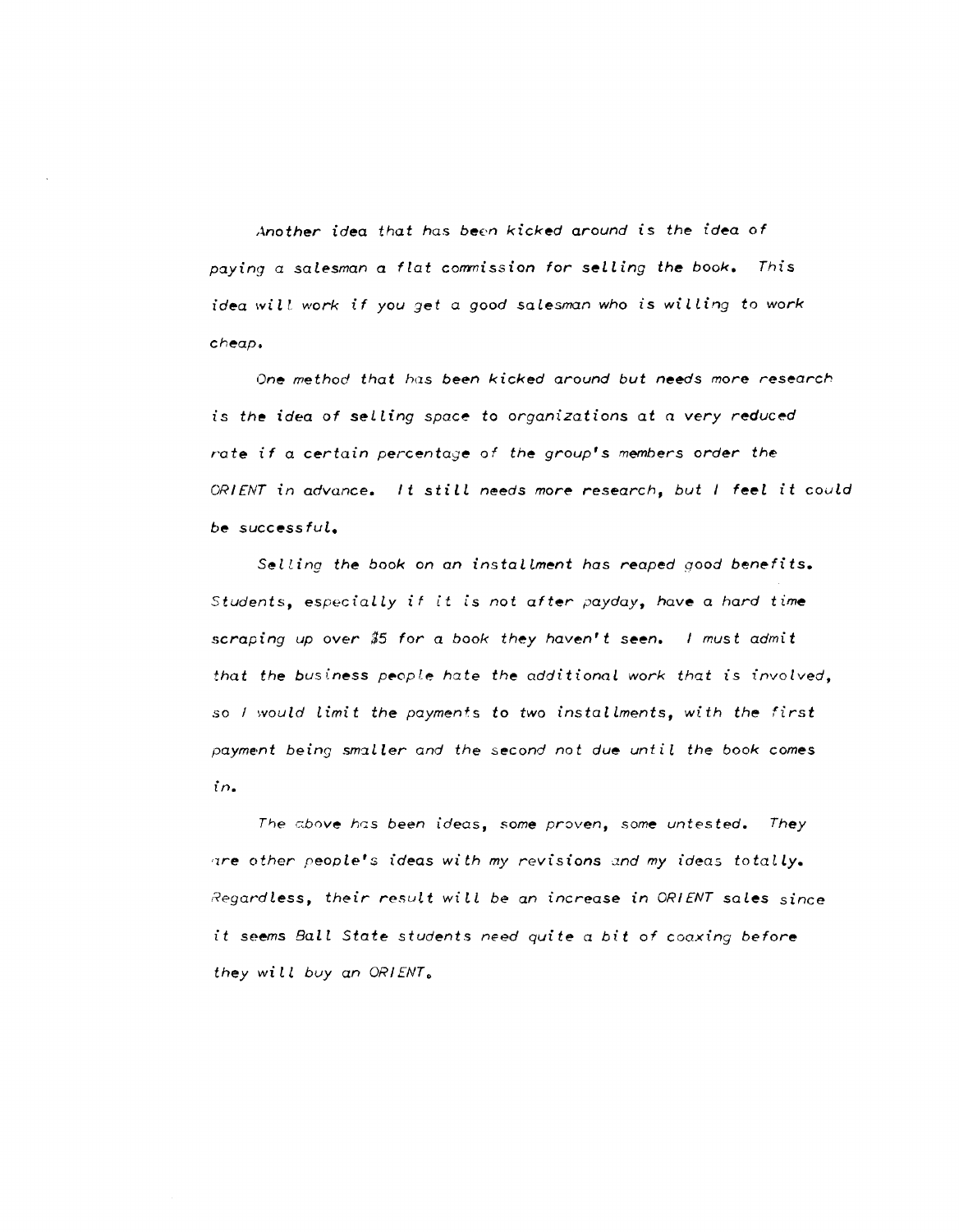Another idea that has been kicked around is the idea of paying a salesman a flat commission for selling the book. This idea will work if you get a good salesman who is willing to work cheap.

One method that has been kicked around but needs more research is the idea of selling space to organizations at a very reduced rate if a certain percentage of the group's members order the ORIENT in advance. It still needs more research, but I feel it could be successful.

Selling the book on an installment has reaped good benefits. Students, especially if it is not after payday, have a hard time scraping up over $5 for a book they haven't seen. I must admit that the business people hate the additional work that is involved, so I would limit the payments to two installments, with the first payment being smaller and the second not due until the book comes in.

The above has been ideas, some proven, some untested. They are other people's ideas with my revisions and my ideas totally. Regardless, their result will be an increase in ORIENT sales since it seems Ball State students need quite a bit of coaxing before they will buy an ORIENT.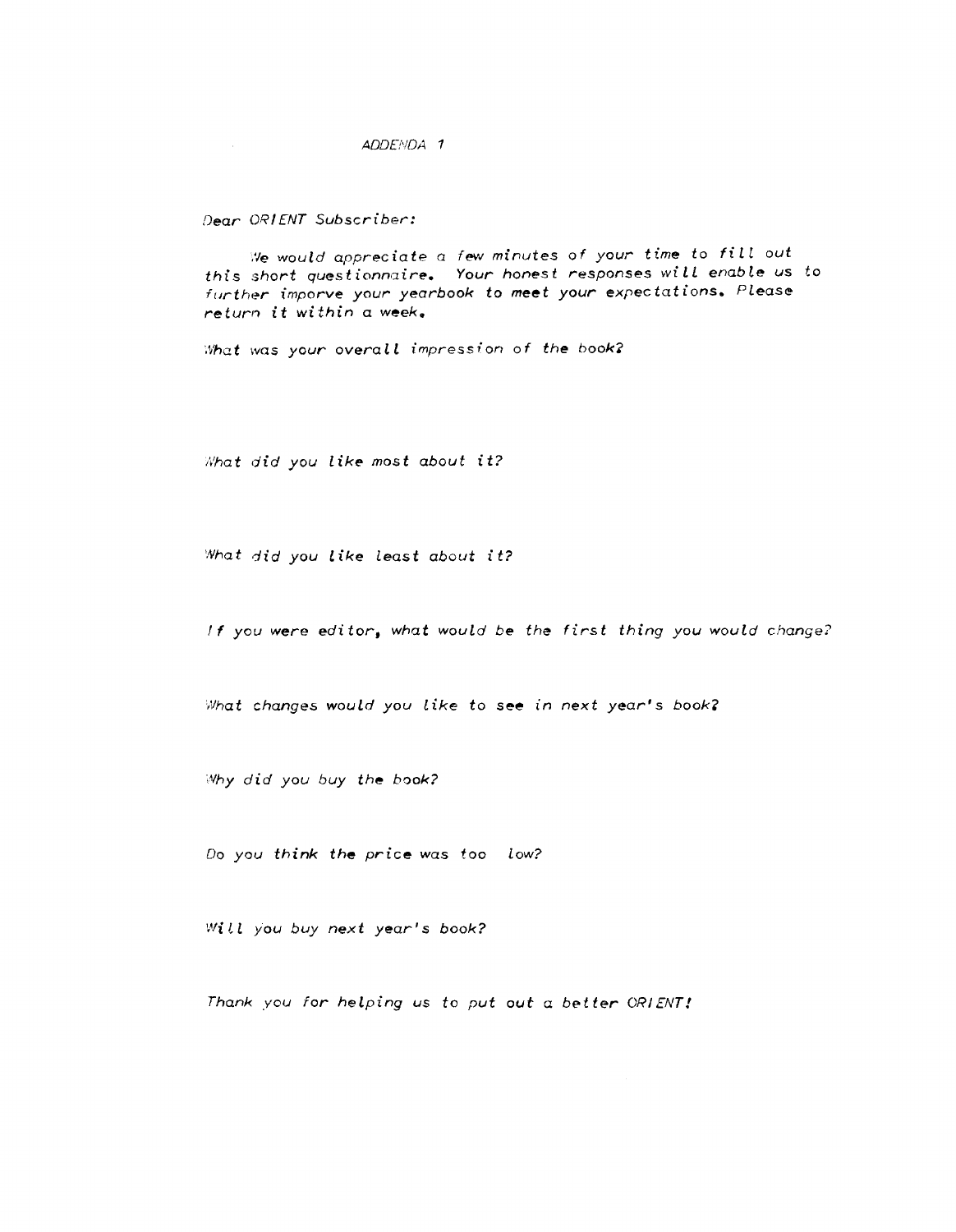ADDENDA 1

*Dear ORIENT Subscriber:*

*We would appreciate a few minutes of your time to fill out this short questionnaire. Your honest responses will enable us to further imporve your yearbook to meet your expectations. Please return it within a week.*

*What was your overall impression of the book?*

*What did you like most about it?*

*What did you like least about it?*

*If you were editor, what would be the first thing you would change?*

*What changes would you like to see in next year's book?*

*Why did you buy the book?*

*Do you think the price was too low?*

*Will you buy next year's book?*

*Thank you for helping us to put out a better ORIENT!*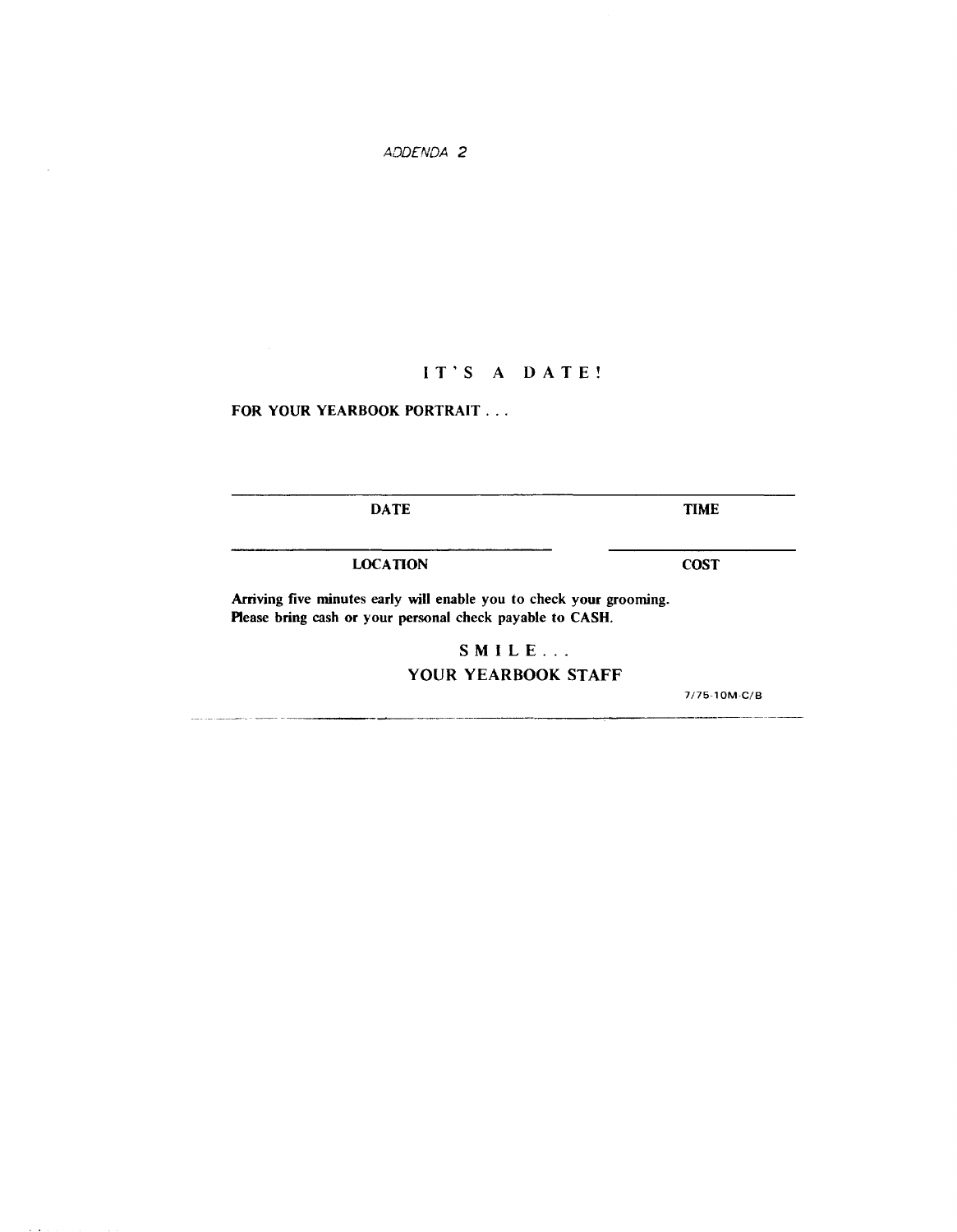*ADDENDA 2*

## IT'S A DATE!

**FOR YOUR YEARBOOK PORTRAIT . . .**

| ______________________________ | ______________________________ |
|---|---|
| **DATE** | **TIME** |
| **LOCATION** | **COST** |

**Arriving five minutes early will enable you to check your grooming.**
**Please bring cash or your personal check payable to CASH.**

**SMILE . . .**
**YOUR YEARBOOK STAFF**

7/75-10M-C/B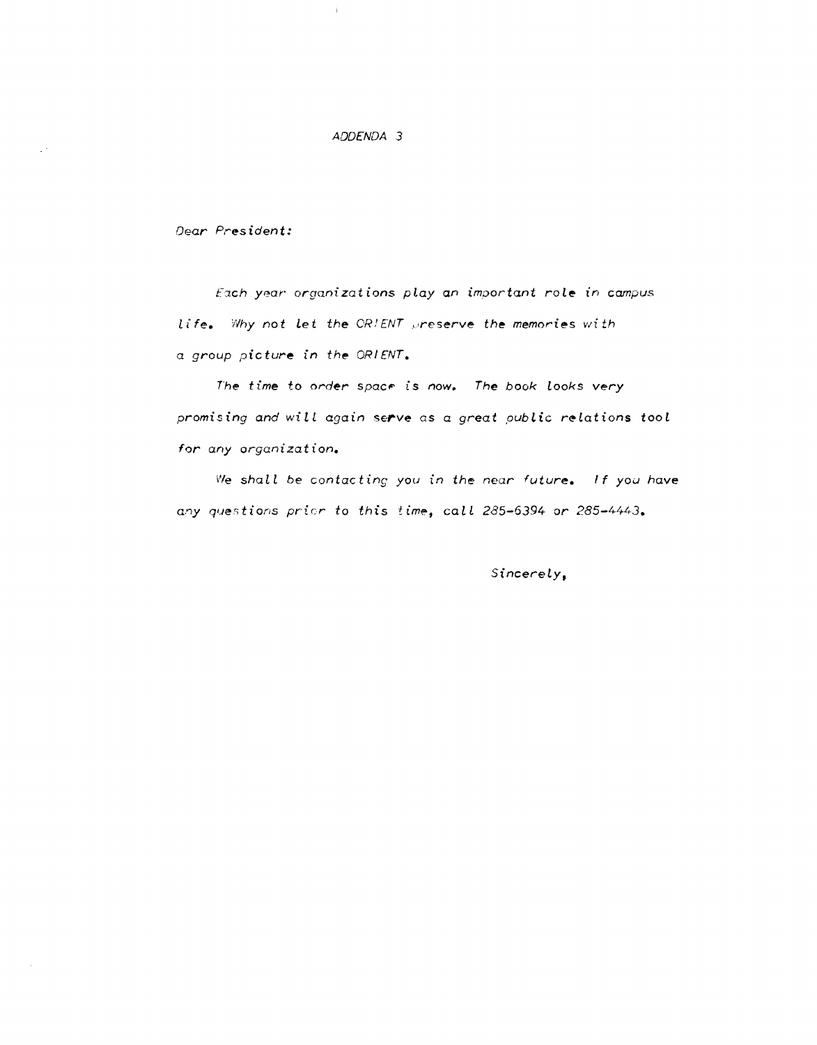*ADDENDA 3*

*Dear President:*

*Each year organizations play an important role in campus life. Why not let the ORIENT preserve the memories with a group picture in the ORIENT.*

*The time to order space is now. The book looks very promising and will again serve as a great public relations tool for any organization.*

*We shall be contacting you in the near future. If you have any questions prior to this time, call 285-6394 or 285-4443.*

*Sincerely,*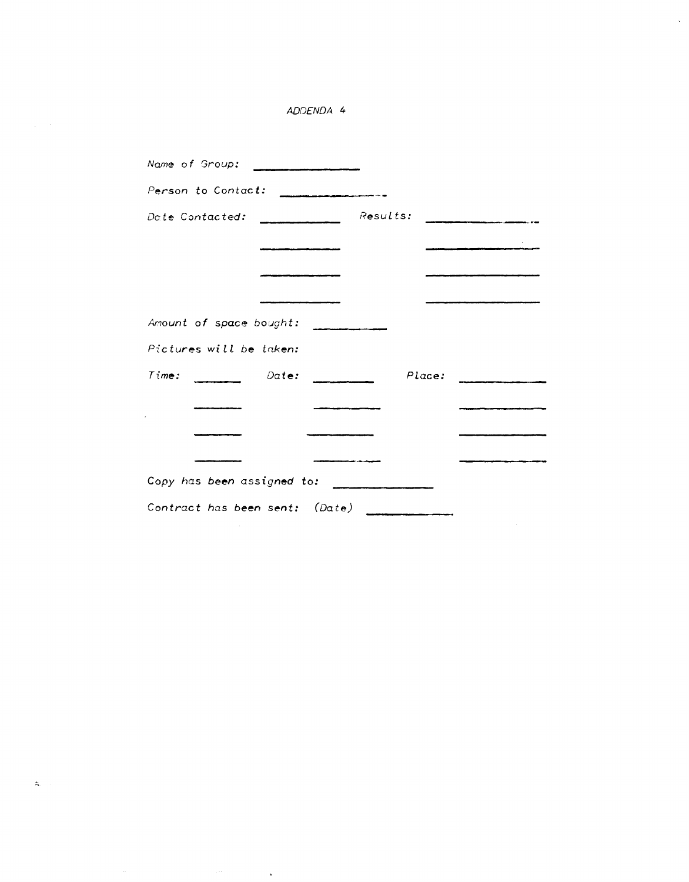# ADDENDA 4

Name of Group: ______________

Person to Contact: ______________

| Date Contacted: | | Results: | |
| --- | --- | --- | --- |
| | ______________ | | ______________ |
| | ______________ | | ______________ |
| | ______________ | | ______________ |
| | ______________ | | ______________ |

Amount of space bought: __________

Pictures will be taken:

| Time: | | Date: | | Place: | |
| --- | --- | --- | --- | --- | --- |
| | ________ | | __________ | | ____________ |
| | ________ | | __________ | | ____________ |
| | ________ | | __________ | | ____________ |
| | ________ | | __________ | | ____________ |

Copy has been assigned to: ______________

Contract has been sent: (Date) ______________